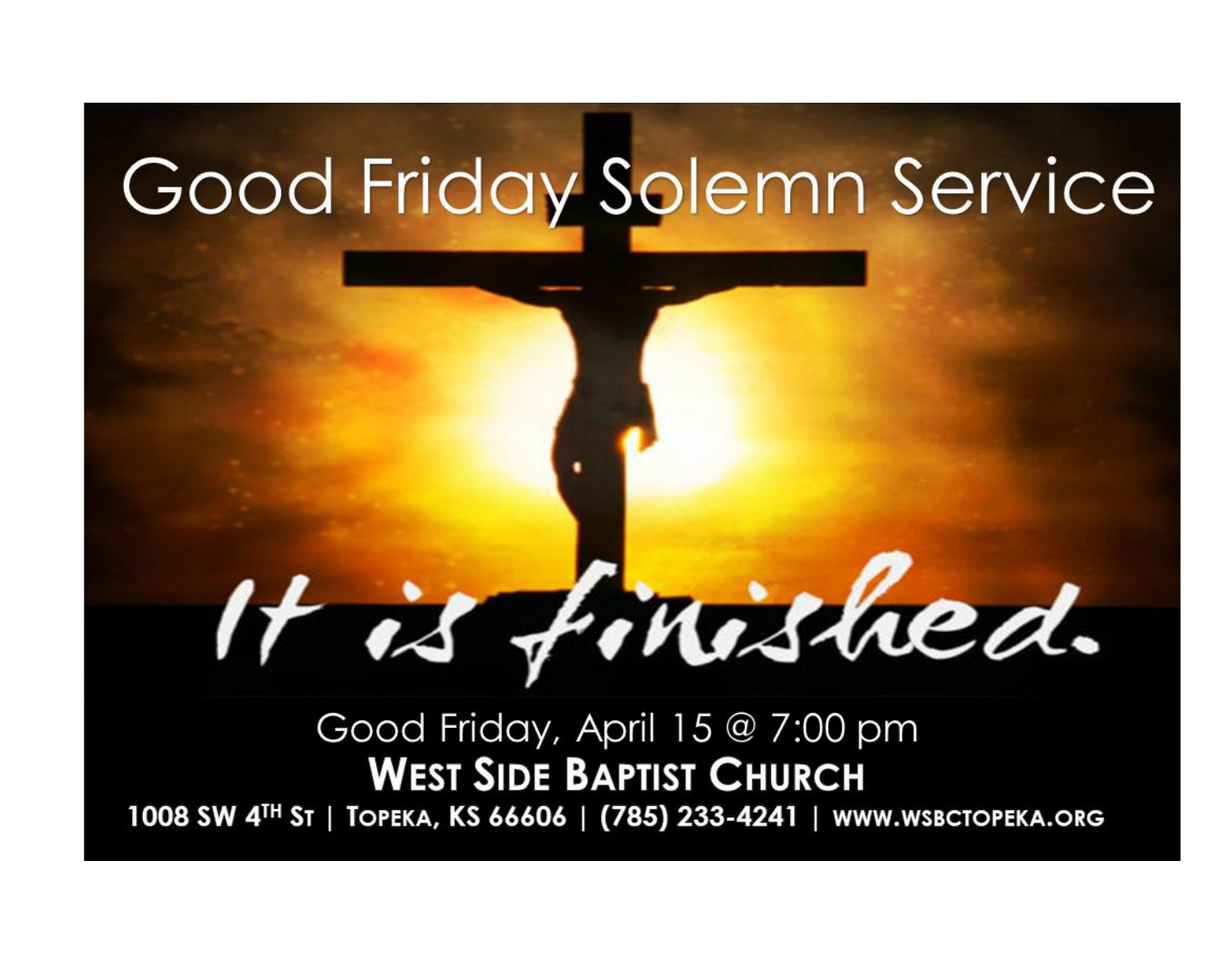# Good Friday Solemn Service

*It is finished.*

Good Friday, April 15 @ 7:00 pm

**WEST SIDE BAPTIST CHURCH**

**1008 SW 4TH ST | TOPEKA, KS 66606 | (785) 233-4241 | WWW.WSBCTOPEKA.ORG**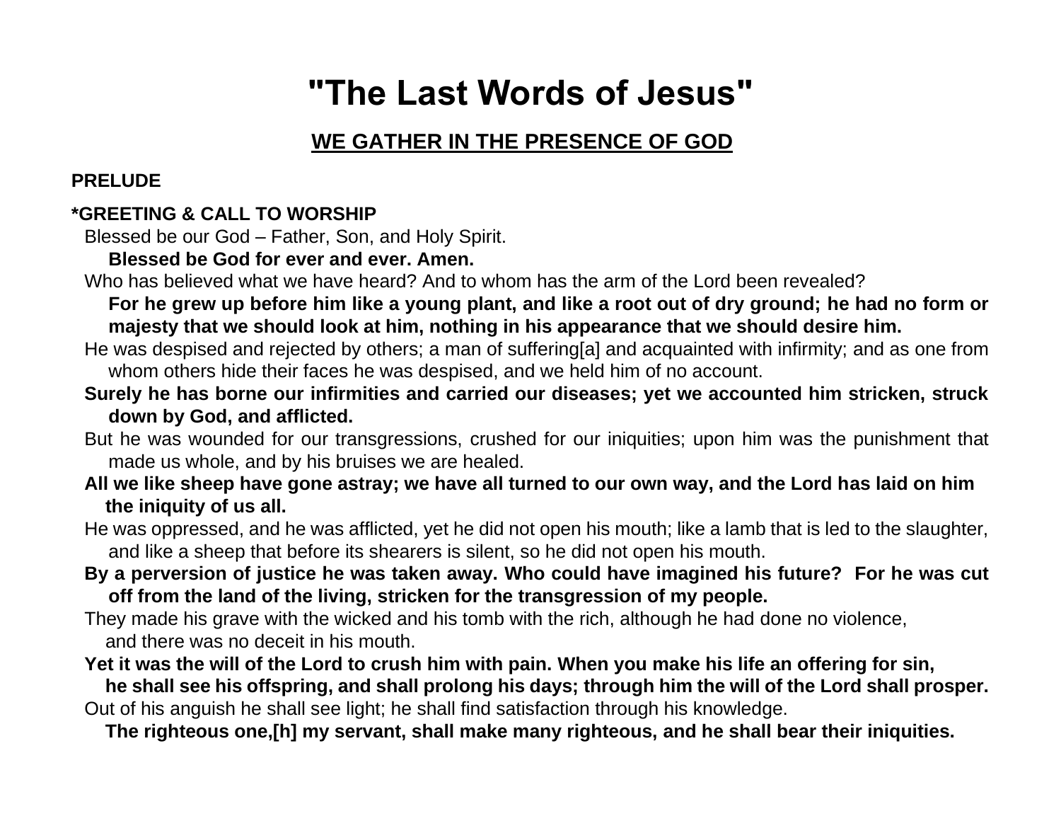# "The Last Words of Jesus"

## WE GATHER IN THE PRESENCE OF GOD

**PRELUDE**

**\*GREETING & CALL TO WORSHIP**

Blessed be our God – Father, Son, and Holy Spirit.

**Blessed be God for ever and ever. Amen.**

Who has believed what we have heard? And to whom has the arm of the Lord been revealed?

**For he grew up before him like a young plant, and like a root out of dry ground; he had no form or majesty that we should look at him, nothing in his appearance that we should desire him.**

He was despised and rejected by others; a man of suffering[a] and acquainted with infirmity; and as one from whom others hide their faces he was despised, and we held him of no account.

**Surely he has borne our infirmities and carried our diseases; yet we accounted him stricken, struck down by God, and afflicted.**

But he was wounded for our transgressions, crushed for our iniquities; upon him was the punishment that made us whole, and by his bruises we are healed.

**All we like sheep have gone astray; we have all turned to our own way, and the Lord has laid on him the iniquity of us all.**

He was oppressed, and he was afflicted, yet he did not open his mouth; like a lamb that is led to the slaughter, and like a sheep that before its shearers is silent, so he did not open his mouth.

**By a perversion of justice he was taken away. Who could have imagined his future? For he was cut off from the land of the living, stricken for the transgression of my people.**

They made his grave with the wicked and his tomb with the rich, although he had done no violence, and there was no deceit in his mouth.

**Yet it was the will of the Lord to crush him with pain. When you make his life an offering for sin, he shall see his offspring, and shall prolong his days; through him the will of the Lord shall prosper.**

Out of his anguish he shall see light; he shall find satisfaction through his knowledge.

**The righteous one,[h] my servant, shall make many righteous, and he shall bear their iniquities.**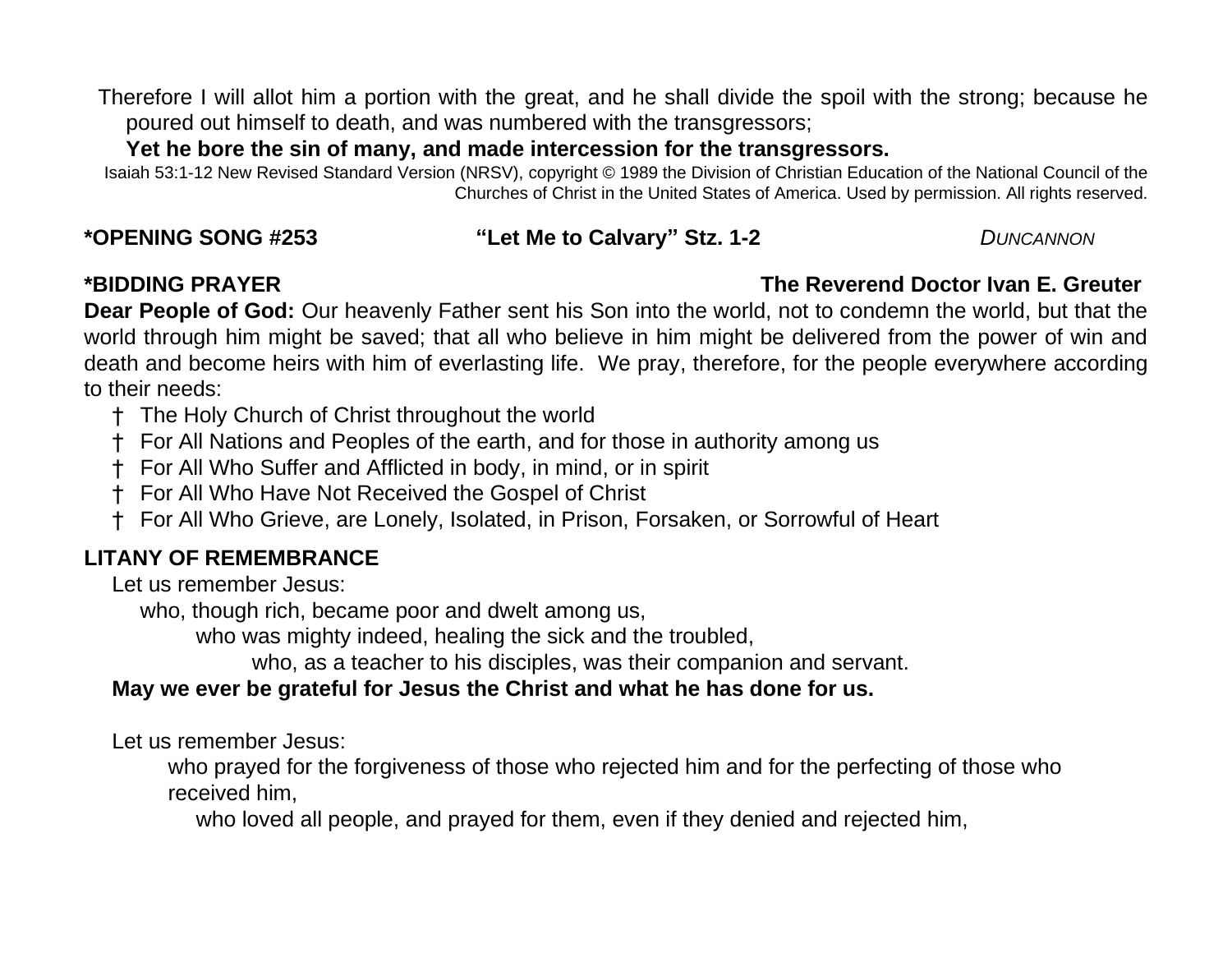Therefore I will allot him a portion with the great, and he shall divide the spoil with the strong; because he poured out himself to death, and was numbered with the transgressors;

**Yet he bore the sin of many, and made intercession for the transgressors.**

Isaiah 53:1-12 New Revised Standard Version (NRSV), copyright © 1989 the Division of Christian Education of the National Council of the Churches of Christ in the United States of America. Used by permission. All rights reserved.

**\*OPENING SONG #253** **"Let Me to Calvary" Stz. 1-2** *DUNCANNON*

**\*BIDDING PRAYER** **The Reverend Doctor Ivan E. Greuter**

**Dear People of God:** Our heavenly Father sent his Son into the world, not to condemn the world, but that the world through him might be saved; that all who believe in him might be delivered from the power of win and death and become heirs with him of everlasting life. We pray, therefore, for the people everywhere according to their needs:

- † The Holy Church of Christ throughout the world
- † For All Nations and Peoples of the earth, and for those in authority among us
- † For All Who Suffer and Afflicted in body, in mind, or in spirit
- † For All Who Have Not Received the Gospel of Christ
- † For All Who Grieve, are Lonely, Isolated, in Prison, Forsaken, or Sorrowful of Heart

**LITANY OF REMEMBRANCE**

Let us remember Jesus:

who, though rich, became poor and dwelt among us,

who was mighty indeed, healing the sick and the troubled,

who, as a teacher to his disciples, was their companion and servant.

**May we ever be grateful for Jesus the Christ and what he has done for us.**

Let us remember Jesus:

who prayed for the forgiveness of those who rejected him and for the perfecting of those who received him,

who loved all people, and prayed for them, even if they denied and rejected him,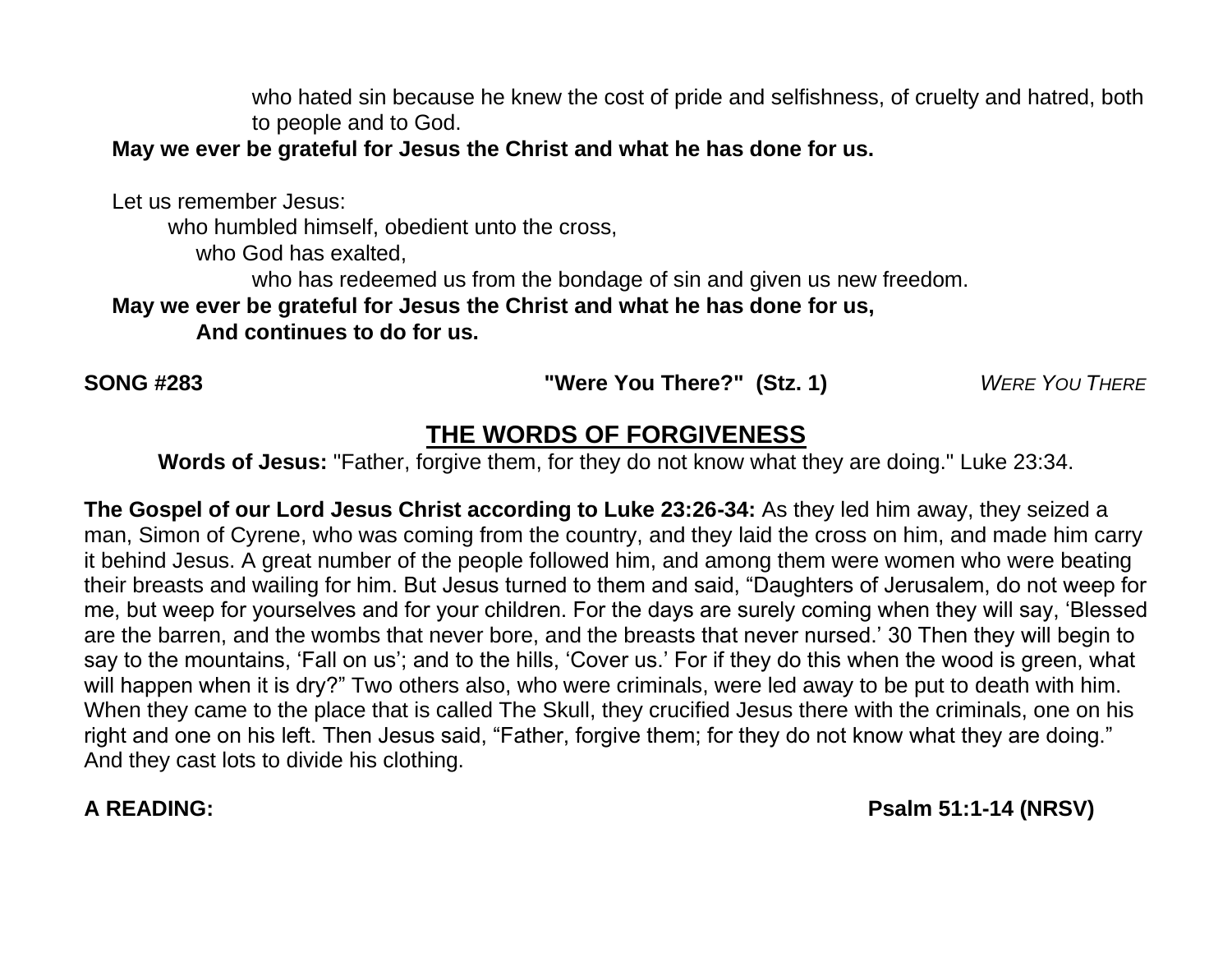who hated sin because he knew the cost of pride and selfishness, of cruelty and hatred, both to people and to God.

**May we ever be grateful for Jesus the Christ and what he has done for us.**

Let us remember Jesus:

who humbled himself, obedient unto the cross,

who God has exalted,

who has redeemed us from the bondage of sin and given us new freedom.

**May we ever be grateful for Jesus the Christ and what he has done for us,**
**And continues to do for us.**

**SONG #283** **"Were You There?" (Stz. 1)** *WERE YOU THERE*

## THE WORDS OF FORGIVENESS

**Words of Jesus:** "Father, forgive them, for they do not know what they are doing." Luke 23:34.

**The Gospel of our Lord Jesus Christ according to Luke 23:26-34:** As they led him away, they seized a man, Simon of Cyrene, who was coming from the country, and they laid the cross on him, and made him carry it behind Jesus. A great number of the people followed him, and among them were women who were beating their breasts and wailing for him. But Jesus turned to them and said, "Daughters of Jerusalem, do not weep for me, but weep for yourselves and for your children. For the days are surely coming when they will say, 'Blessed are the barren, and the wombs that never bore, and the breasts that never nursed.' 30 Then they will begin to say to the mountains, 'Fall on us'; and to the hills, 'Cover us.' For if they do this when the wood is green, what will happen when it is dry?" Two others also, who were criminals, were led away to be put to death with him. When they came to the place that is called The Skull, they crucified Jesus there with the criminals, one on his right and one on his left. Then Jesus said, "Father, forgive them; for they do not know what they are doing." And they cast lots to divide his clothing.

**A READING:** **Psalm 51:1-14 (NRSV)**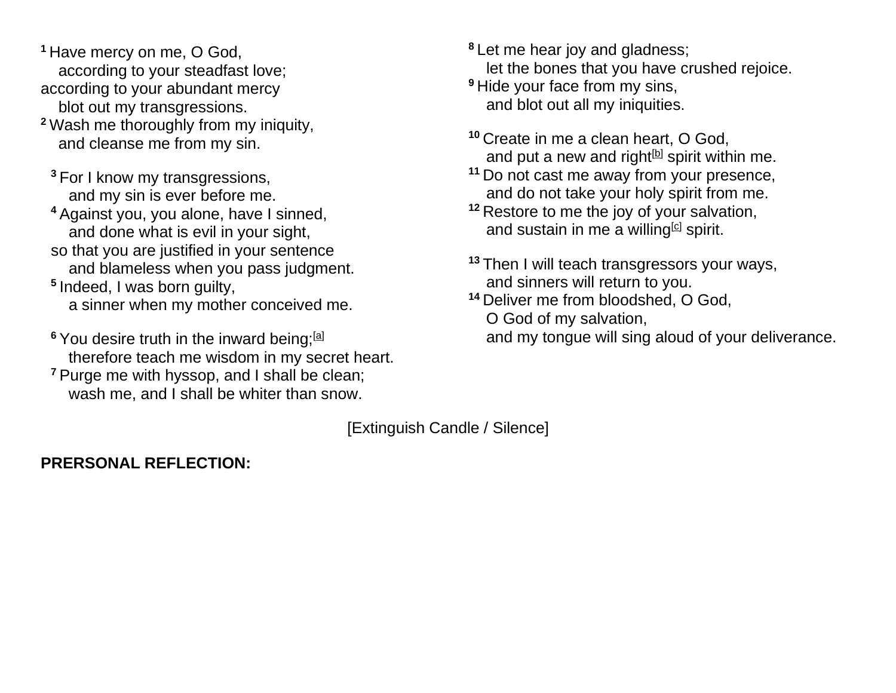**1** Have mercy on me, O God,
    according to your steadfast love;
according to your abundant mercy
    blot out my transgressions.
**2** Wash me thoroughly from my iniquity,
    and cleanse me from my sin.

**3** For I know my transgressions,
    and my sin is ever before me.
**4** Against you, you alone, have I sinned,
    and done what is evil in your sight,
so that you are justified in your sentence
    and blameless when you pass judgment.
**5** Indeed, I was born guilty,
    a sinner when my mother conceived me.

**6** You desire truth in the inward being;[a]
    therefore teach me wisdom in my secret heart.
**7** Purge me with hyssop, and I shall be clean;
    wash me, and I shall be whiter than snow.
**8** Let me hear joy and gladness;
    let the bones that you have crushed rejoice.
**9** Hide your face from my sins,
    and blot out all my iniquities.

**10** Create in me a clean heart, O God,
    and put a new and right[b] spirit within me.
**11** Do not cast me away from your presence,
    and do not take your holy spirit from me.
**12** Restore to me the joy of your salvation,
    and sustain in me a willing[c] spirit.

**13** Then I will teach transgressors your ways,
    and sinners will return to you.
**14** Deliver me from bloodshed, O God,
    O God of my salvation,
    and my tongue will sing aloud of your deliverance.

[Extinguish Candle / Silence]

**PRERSONAL REFLECTION:**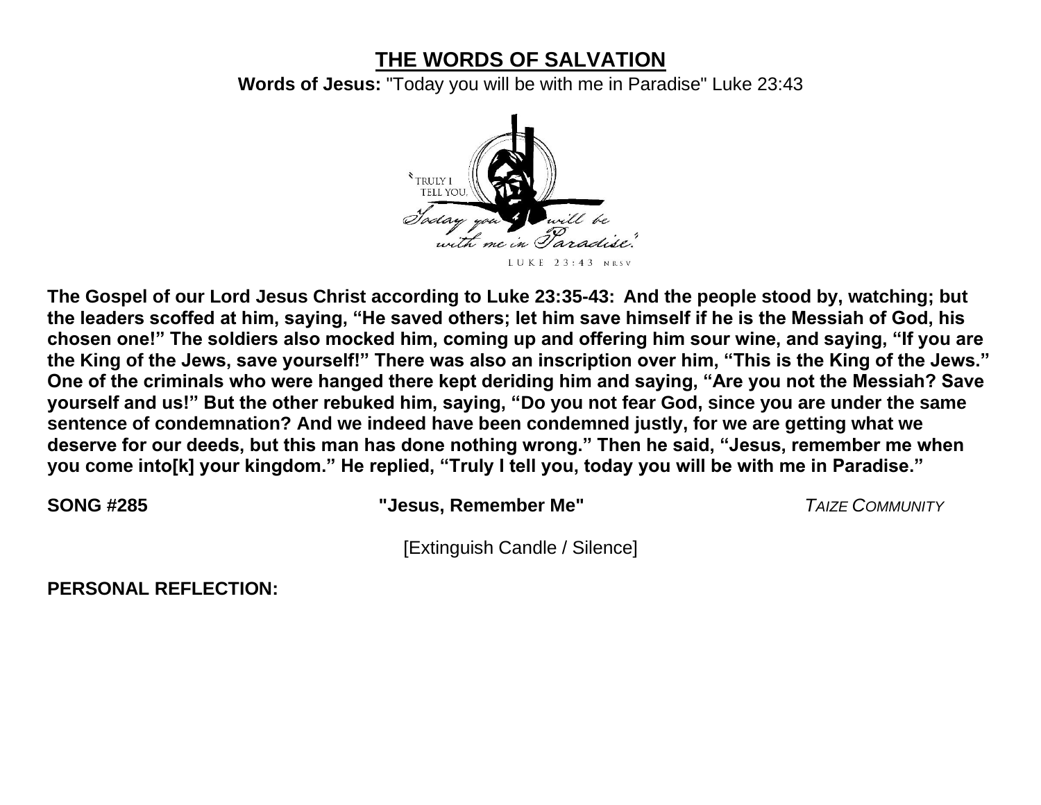# THE WORDS OF SALVATION

**Words of Jesus:** "Today you will be with me in Paradise" Luke 23:43

**The Gospel of our Lord Jesus Christ according to Luke 23:35-43: And the people stood by, watching; but the leaders scoffed at him, saying, "He saved others; let him save himself if he is the Messiah of God, his chosen one!" The soldiers also mocked him, coming up and offering him sour wine, and saying, "If you are the King of the Jews, save yourself!" There was also an inscription over him, "This is the King of the Jews." One of the criminals who were hanged there kept deriding him and saying, "Are you not the Messiah? Save yourself and us!" But the other rebuked him, saying, "Do you not fear God, since you are under the same sentence of condemnation? And we indeed have been condemned justly, for we are getting what we deserve for our deeds, but this man has done nothing wrong." Then he said, "Jesus, remember me when you come into[k] your kingdom." He replied, "Truly I tell you, today you will be with me in Paradise."**

**SONG #285** **"Jesus, Remember Me"** *TAIZE COMMUNITY*

[Extinguish Candle / Silence]

**PERSONAL REFLECTION:**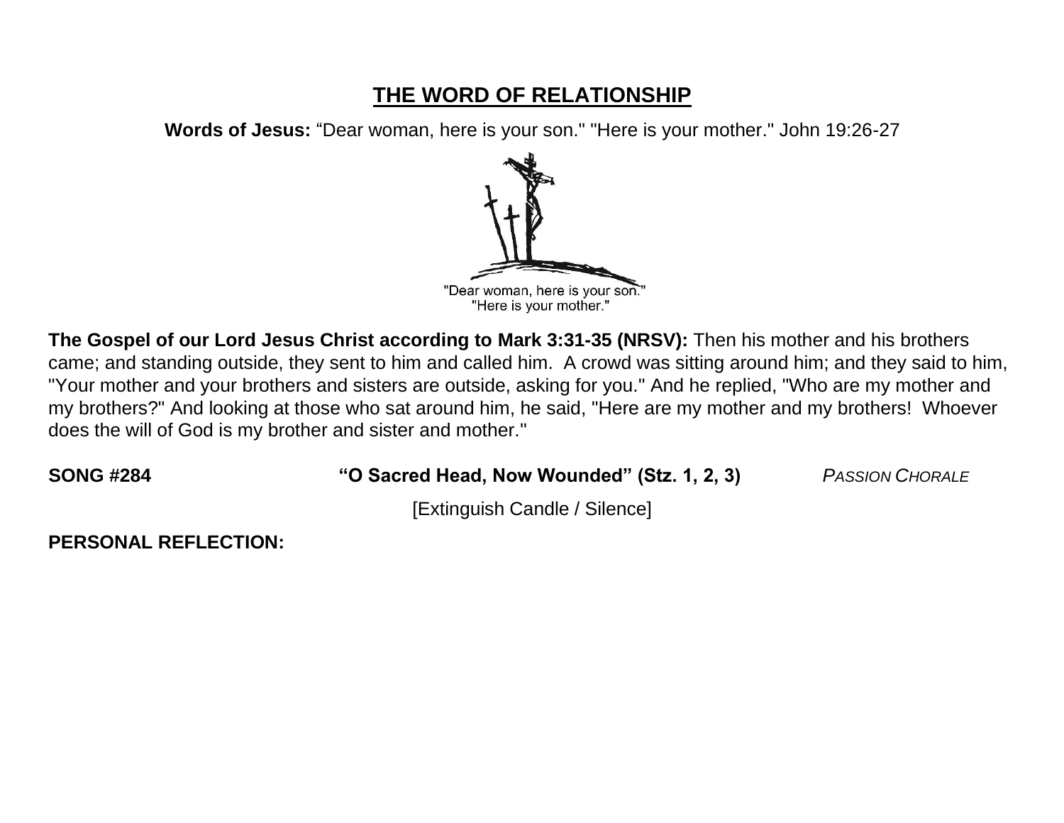## THE WORD OF RELATIONSHIP

**Words of Jesus:** “Dear woman, here is your son." "Here is your mother." John 19:26-27

"Dear woman, here is your son."
"Here is your mother."

**The Gospel of our Lord Jesus Christ according to Mark 3:31-35 (NRSV):** Then his mother and his brothers came; and standing outside, they sent to him and called him. A crowd was sitting around him; and they said to him, "Your mother and your brothers and sisters are outside, asking for you." And he replied, "Who are my mother and my brothers?" And looking at those who sat around him, he said, "Here are my mother and my brothers! Whoever does the will of God is my brother and sister and mother."

**SONG #284** **“O Sacred Head, Now Wounded” (Stz. 1, 2, 3)** *PASSION CHORALE*

[Extinguish Candle / Silence]

**PERSONAL REFLECTION:**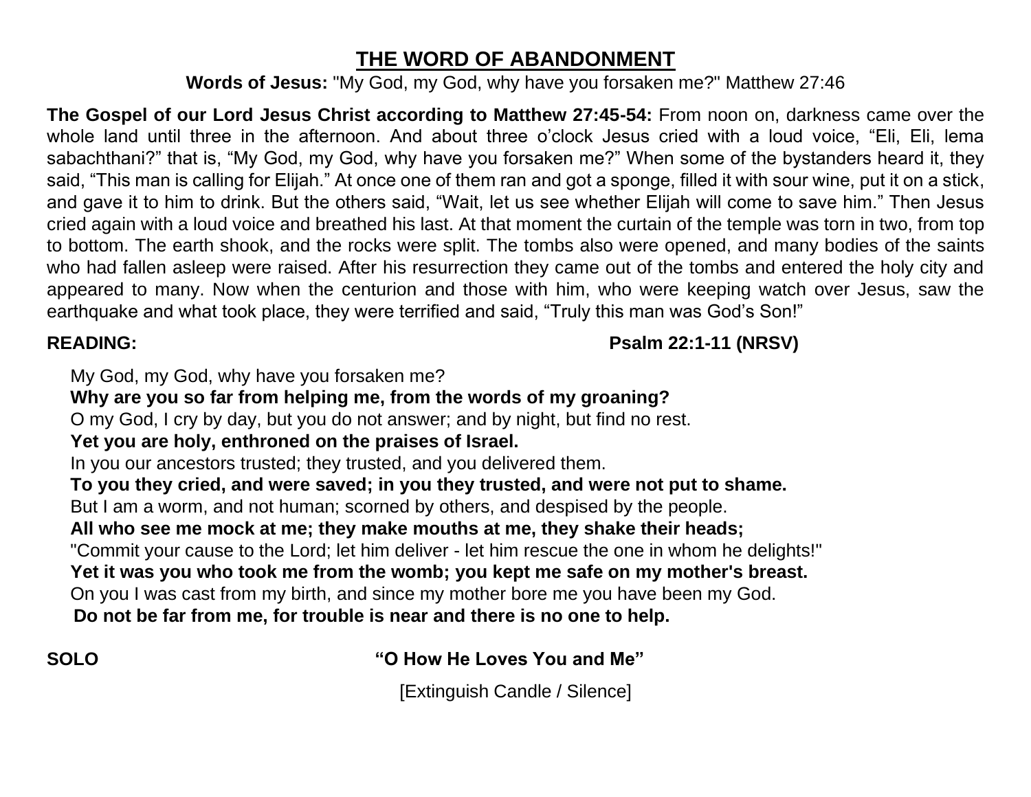# THE WORD OF ABANDONMENT

**Words of Jesus:** "My God, my God, why have you forsaken me?" Matthew 27:46

**The Gospel of our Lord Jesus Christ according to Matthew 27:45-54:** From noon on, darkness came over the whole land until three in the afternoon. And about three o'clock Jesus cried with a loud voice, "Eli, Eli, lema sabachthani?" that is, "My God, my God, why have you forsaken me?" When some of the bystanders heard it, they said, "This man is calling for Elijah." At once one of them ran and got a sponge, filled it with sour wine, put it on a stick, and gave it to him to drink. But the others said, "Wait, let us see whether Elijah will come to save him." Then Jesus cried again with a loud voice and breathed his last. At that moment the curtain of the temple was torn in two, from top to bottom. The earth shook, and the rocks were split. The tombs also were opened, and many bodies of the saints who had fallen asleep were raised. After his resurrection they came out of the tombs and entered the holy city and appeared to many. Now when the centurion and those with him, who were keeping watch over Jesus, saw the earthquake and what took place, they were terrified and said, "Truly this man was God's Son!"

**READING:** **Psalm 22:1-11 (NRSV)**

My God, my God, why have you forsaken me?
**Why are you so far from helping me, from the words of my groaning?**
O my God, I cry by day, but you do not answer; and by night, but find no rest.
**Yet you are holy, enthroned on the praises of Israel.**
In you our ancestors trusted; they trusted, and you delivered them.
**To you they cried, and were saved; in you they trusted, and were not put to shame.**
But I am a worm, and not human; scorned by others, and despised by the people.
**All who see me mock at me; they make mouths at me, they shake their heads;**
"Commit your cause to the Lord; let him deliver - let him rescue the one in whom he delights!"
**Yet it was you who took me from the womb; you kept me safe on my mother's breast.**
On you I was cast from my birth, and since my mother bore me you have been my God.
**Do not be far from me, for trouble is near and there is no one to help.**

**SOLO** **"O How He Loves You and Me"**

[Extinguish Candle / Silence]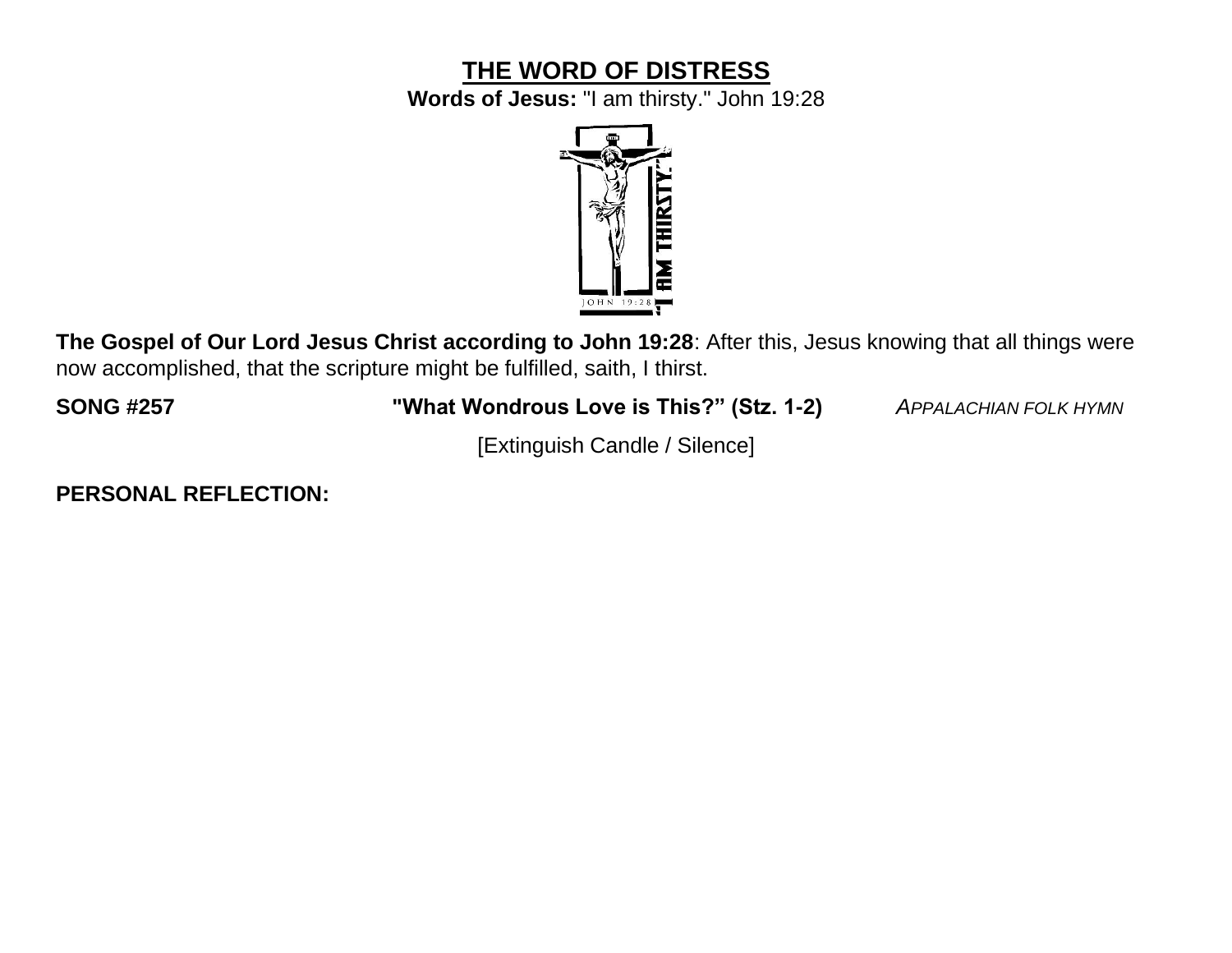# THE WORD OF DISTRESS

**Words of Jesus:** "I am thirsty." John 19:28

**The Gospel of Our Lord Jesus Christ according to John 19:28**: After this, Jesus knowing that all things were now accomplished, that the scripture might be fulfilled, saith, I thirst.

**SONG #257** **"What Wondrous Love is This?" (Stz. 1-2)** *APPALACHIAN FOLK HYMN*

[Extinguish Candle / Silence]

**PERSONAL REFLECTION:**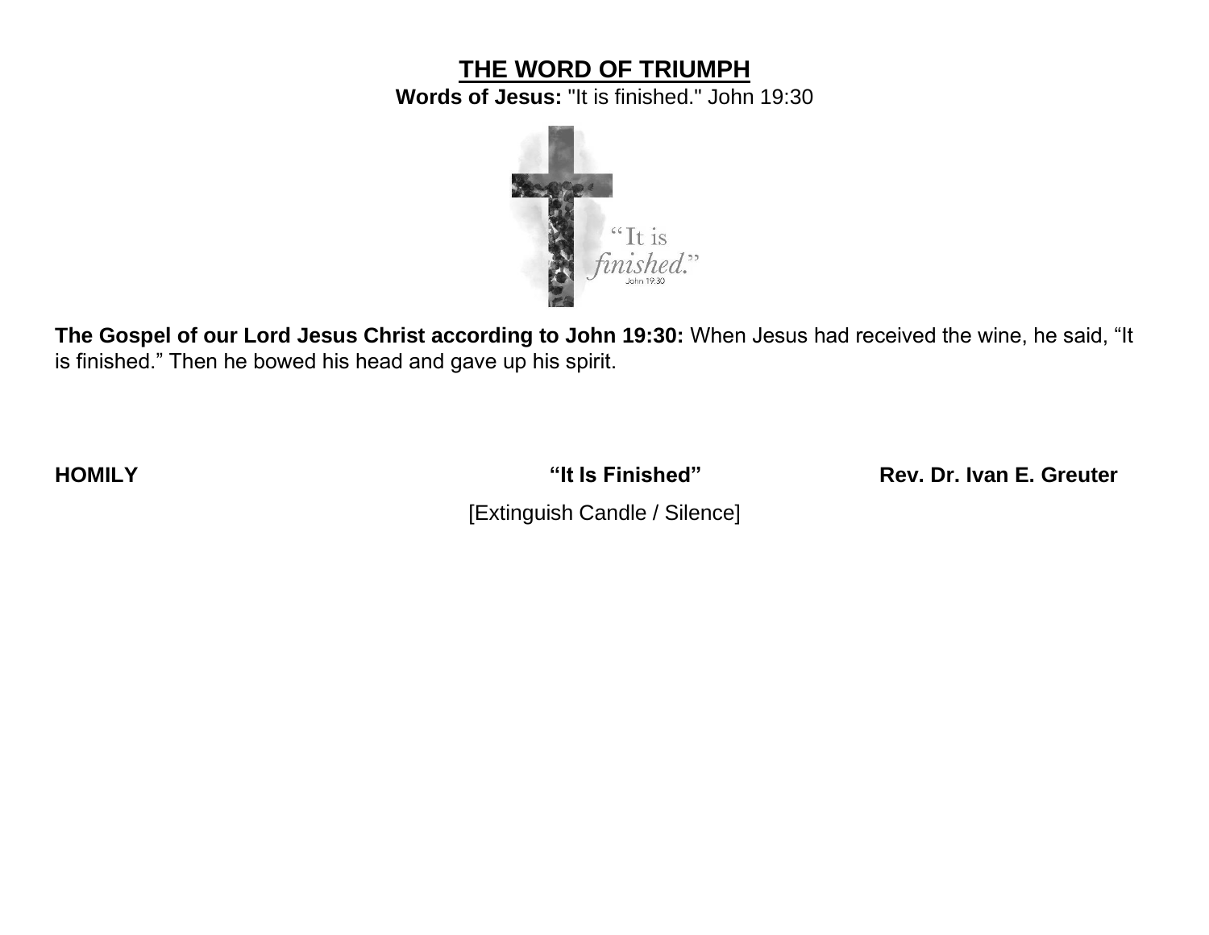# THE WORD OF TRIUMPH

**Words of Jesus:** "It is finished." John 19:30

**The Gospel of our Lord Jesus Christ according to John 19:30:** When Jesus had received the wine, he said, “It is finished.” Then he bowed his head and gave up his spirit.

**HOMILY** **“It Is Finished”** **Rev. Dr. Ivan E. Greuter**

[Extinguish Candle / Silence]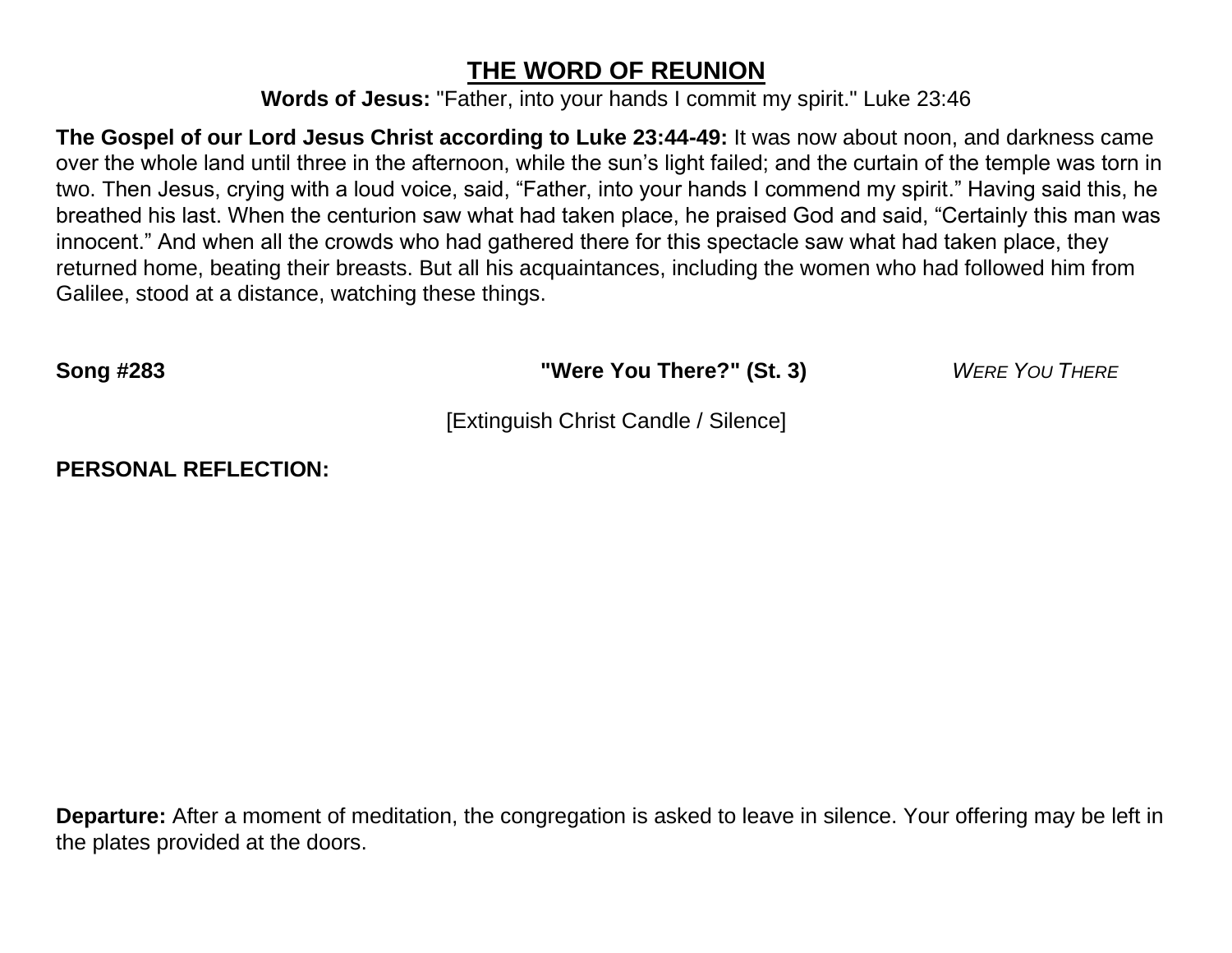# THE WORD OF REUNION

**Words of Jesus:** "Father, into your hands I commit my spirit." Luke 23:46

**The Gospel of our Lord Jesus Christ according to Luke 23:44-49:** It was now about noon, and darkness came over the whole land until three in the afternoon, while the sun's light failed; and the curtain of the temple was torn in two. Then Jesus, crying with a loud voice, said, "Father, into your hands I commend my spirit." Having said this, he breathed his last. When the centurion saw what had taken place, he praised God and said, "Certainly this man was innocent." And when all the crowds who had gathered there for this spectacle saw what had taken place, they returned home, beating their breasts. But all his acquaintances, including the women who had followed him from Galilee, stood at a distance, watching these things.

**Song #283** **"Were You There?" (St. 3)** *WERE YOU THERE*

[Extinguish Christ Candle / Silence]

**PERSONAL REFLECTION:**

**Departure:** After a moment of meditation, the congregation is asked to leave in silence. Your offering may be left in the plates provided at the doors.